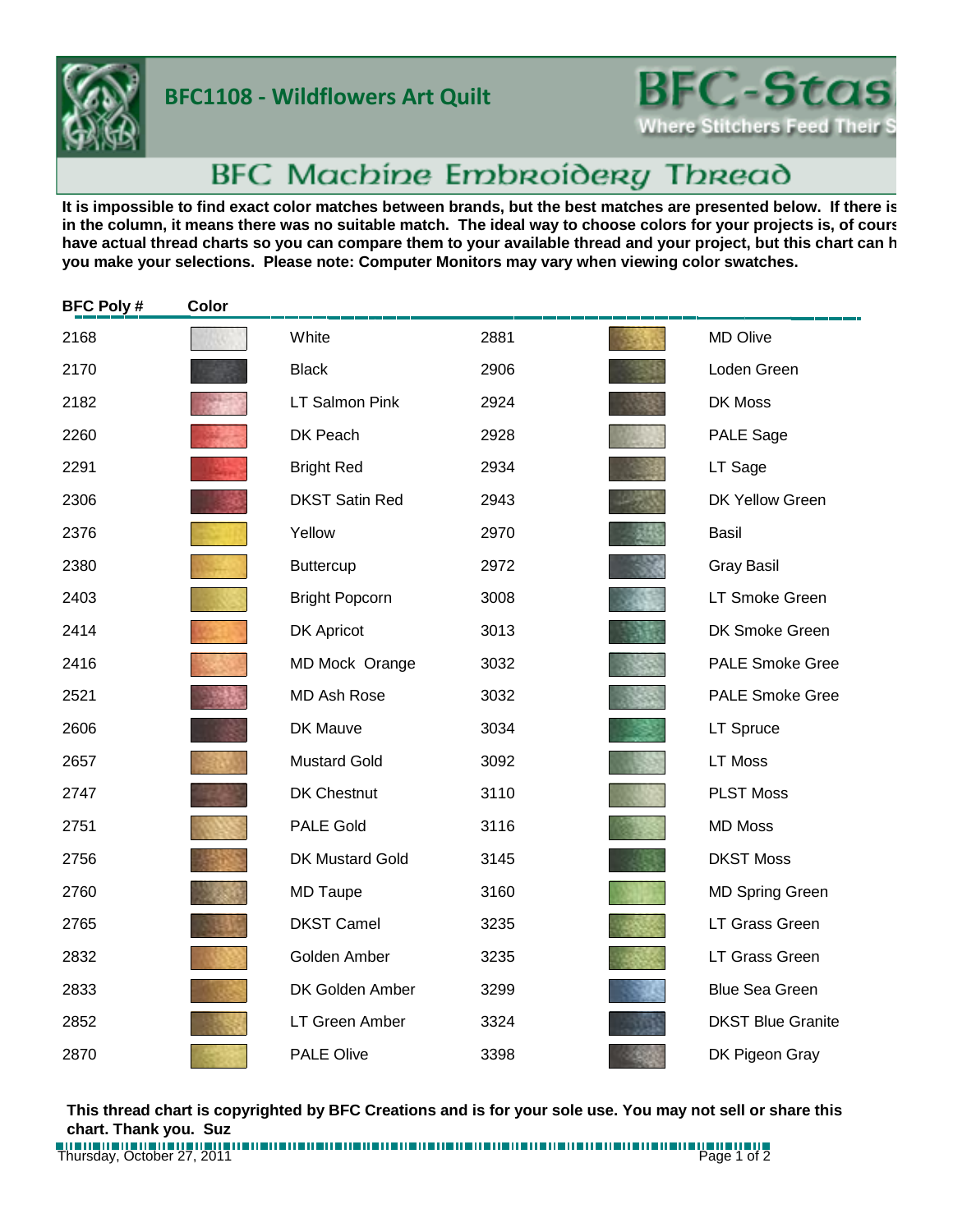# BFC1108 - Wildflowers Art Quilt

BFC-Stas
Where Stitchers Feed Their S

## BFC Machine Embroidery Thread

**It is impossible to find exact color matches between brands, but the best matches are presented below. If there is in the column, it means there was no suitable match. The ideal way to choose colors for your projects is, of cours have actual thread charts so you can compare them to your available thread and your project, but this chart can h you make your selections. Please note: Computer Monitors may vary when viewing color swatches.**

| BFC Poly # | Color | | | | |
|---|---|---|---|---|---|
| 2168 | | White | 2881 | | MD Olive |
| 2170 | | Black | 2906 | | Loden Green |
| 2182 | | LT Salmon Pink | 2924 | | DK Moss |
| 2260 | | DK Peach | 2928 | | PALE Sage |
| 2291 | | Bright Red | 2934 | | LT Sage |
| 2306 | | DKST Satin Red | 2943 | | DK Yellow Green |
| 2376 | | Yellow | 2970 | | Basil |
| 2380 | | Buttercup | 2972 | | Gray Basil |
| 2403 | | Bright Popcorn | 3008 | | LT Smoke Green |
| 2414 | | DK Apricot | 3013 | | DK Smoke Green |
| 2416 | | MD Mock Orange | 3032 | | PALE Smoke Gree |
| 2521 | | MD Ash Rose | 3032 | | PALE Smoke Gree |
| 2606 | | DK Mauve | 3034 | | LT Spruce |
| 2657 | | Mustard Gold | 3092 | | LT Moss |
| 2747 | | DK Chestnut | 3110 | | PLST Moss |
| 2751 | | PALE Gold | 3116 | | MD Moss |
| 2756 | | DK Mustard Gold | 3145 | | DKST Moss |
| 2760 | | MD Taupe | 3160 | | MD Spring Green |
| 2765 | | DKST Camel | 3235 | | LT Grass Green |
| 2832 | | Golden Amber | 3235 | | LT Grass Green |
| 2833 | | DK Golden Amber | 3299 | | Blue Sea Green |
| 2852 | | LT Green Amber | 3324 | | DKST Blue Granite |
| 2870 | | PALE Olive | 3398 | | DK Pigeon Gray |

**This thread chart is copyrighted by BFC Creations and is for your sole use. You may not sell or share this chart. Thank you. Suz**

Thursday, October 27, 2011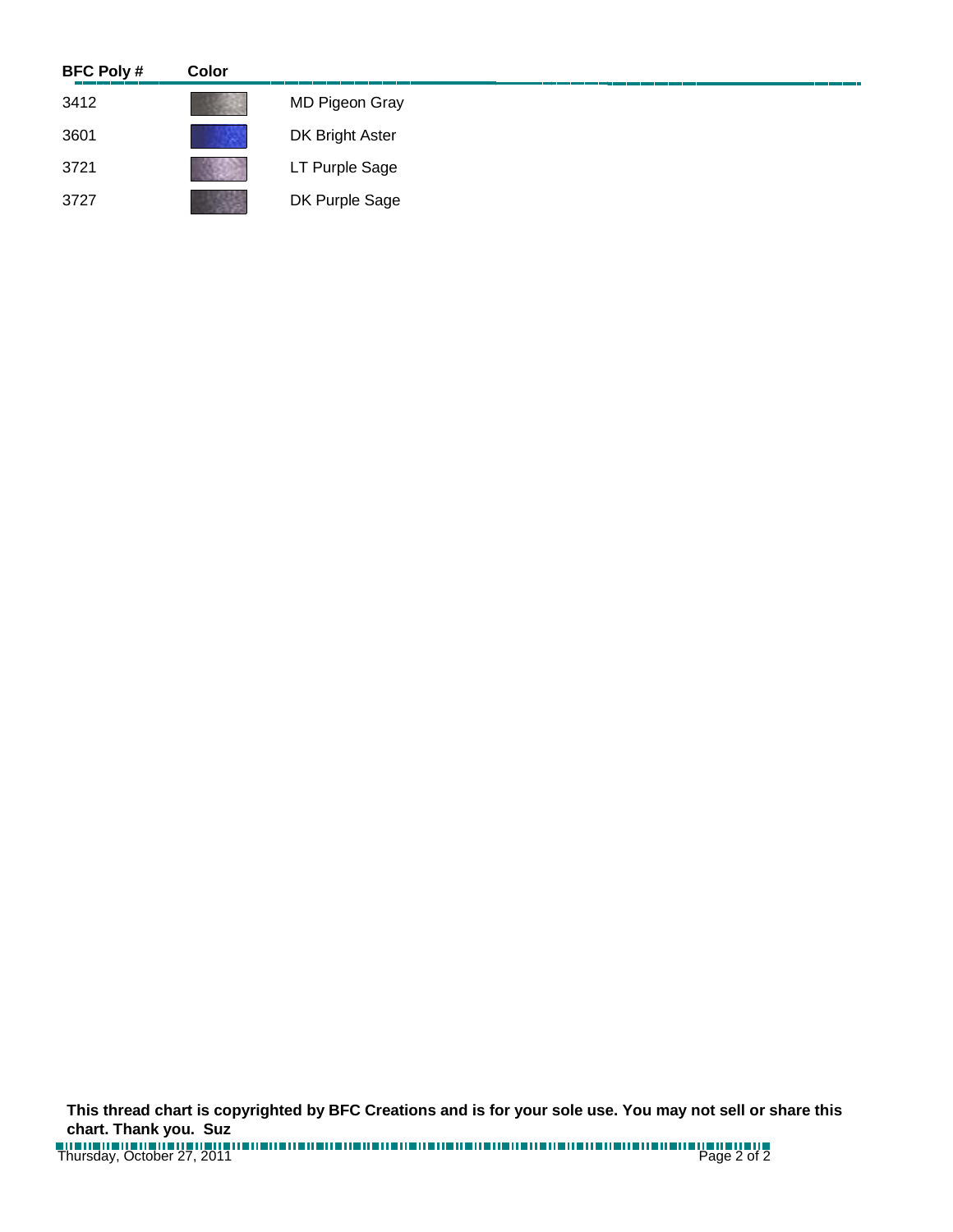| BFC Poly # | Color | |
|---|---|---|
| 3412 | | MD Pigeon Gray |
| 3601 | | DK Bright Aster |
| 3721 | | LT Purple Sage |
| 3727 | | DK Purple Sage |

**This thread chart is copyrighted by BFC Creations and is for your sole use. You may not sell or share this chart. Thank you. Suz**

Thursday, October 27, 2011